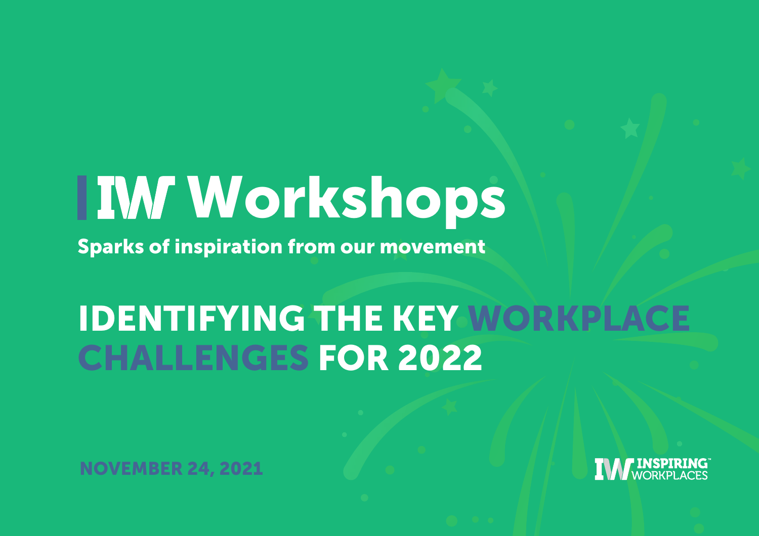# IW Workshops

**Sparks of inspiration from our movement**

## IDENTIFYING THE KEY WORKPLACE CHALLENGES FOR 2022

NOVEMBER 24, 2021

INSPIRING WORKPLACES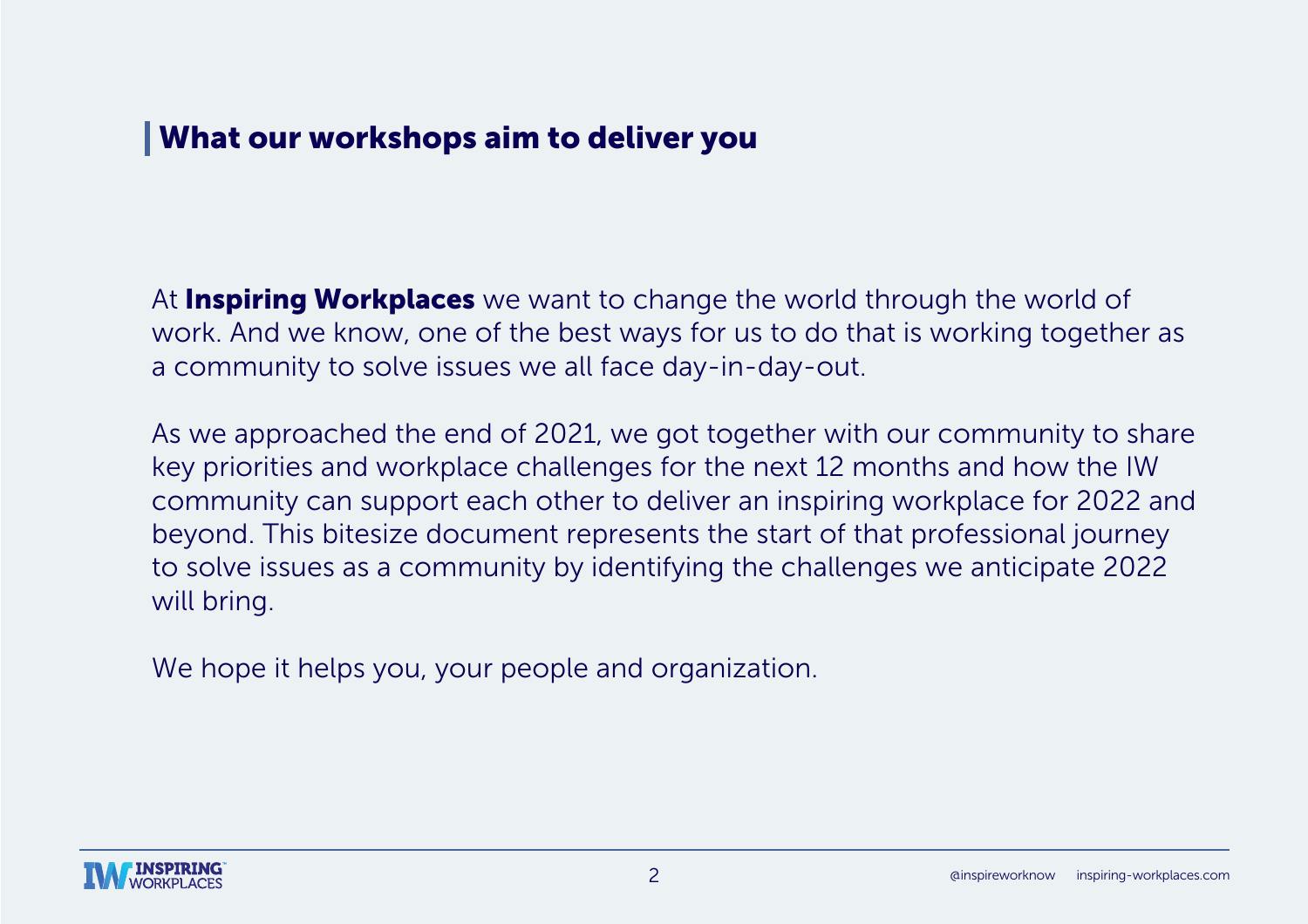## What our workshops aim to deliver you

At **Inspiring Workplaces** we want to change the world through the world of work. And we know, one of the best ways for us to do that is working together as a community to solve issues we all face day-in-day-out.

As we approached the end of 2021, we got together with our community to share key priorities and workplace challenges for the next 12 months and how the IW community can support each other to deliver an inspiring workplace for 2022 and beyond. This bitesize document represents the start of that professional journey to solve issues as a community by identifying the challenges we anticipate 2022 will bring.

We hope it helps you, your people and organization.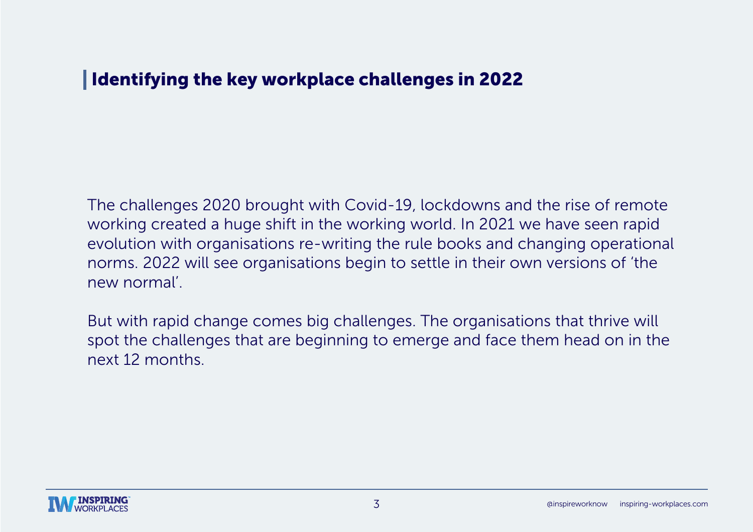## Identifying the key workplace challenges in 2022

The challenges 2020 brought with Covid-19, lockdowns and the rise of remote working created a huge shift in the working world. In 2021 we have seen rapid evolution with organisations re-writing the rule books and changing operational norms. 2022 will see organisations begin to settle in their own versions of 'the new normal'.

But with rapid change comes big challenges. The organisations that thrive will spot the challenges that are beginning to emerge and face them head on in the next 12 months.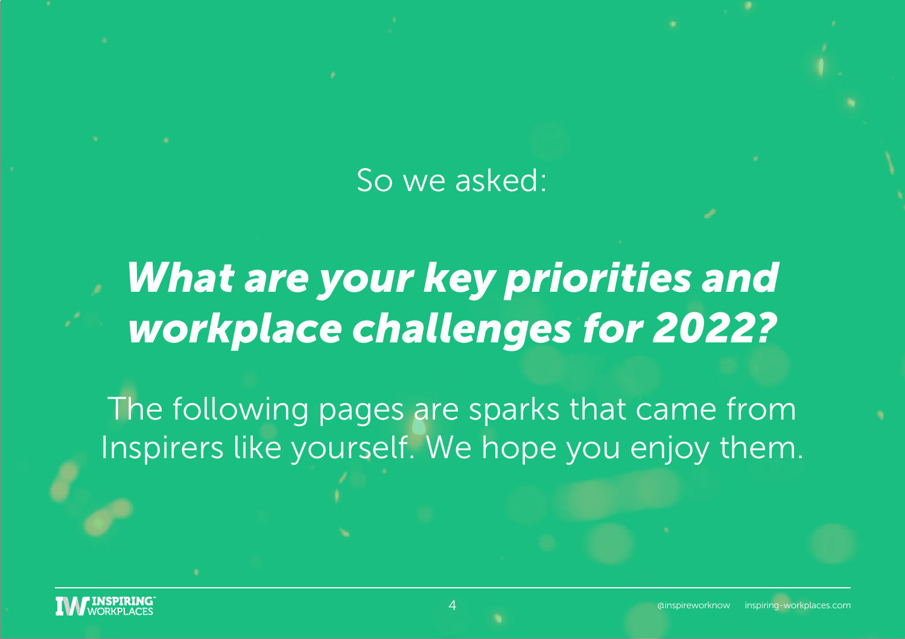So we asked:

## *What are your key priorities and workplace challenges for 2022?*

The following pages are sparks that came from Inspirers like yourself. We hope you enjoy them.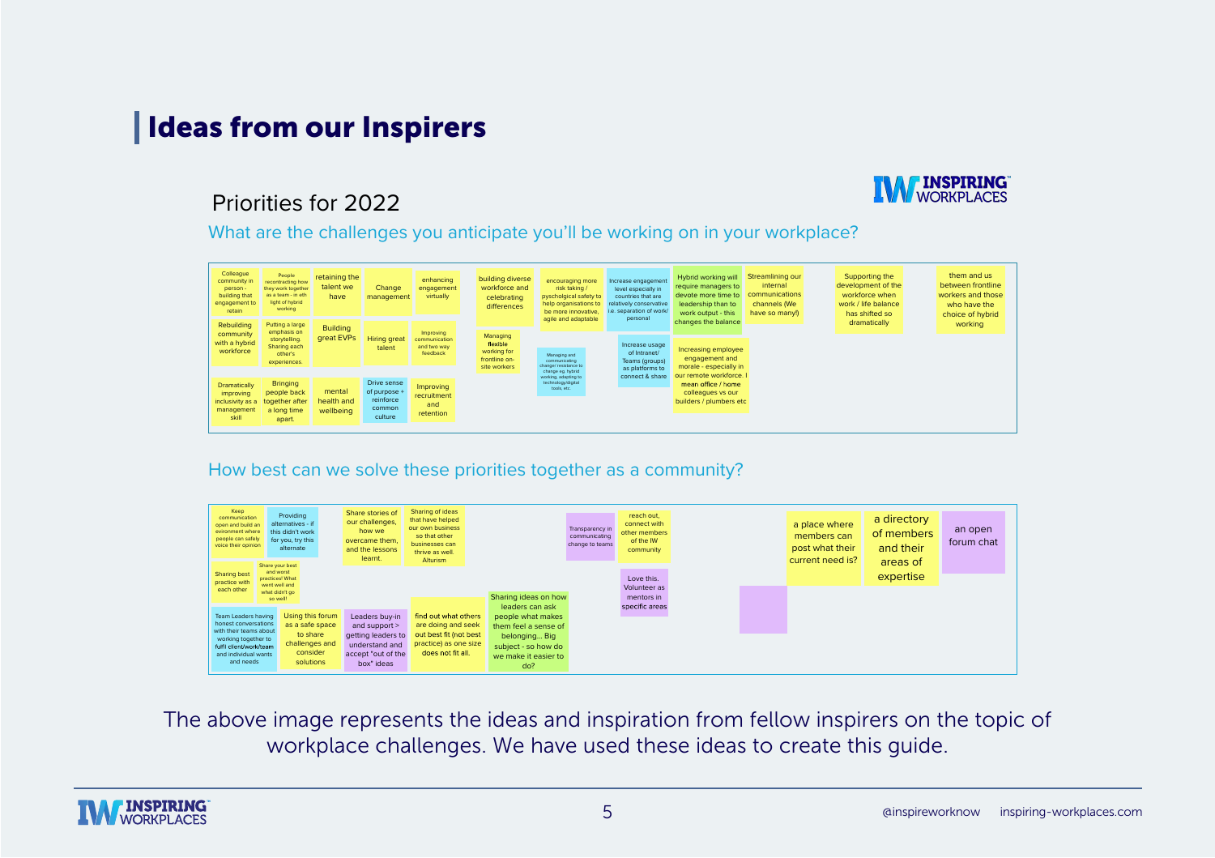# Ideas from our Inspirers

## Priorities for 2022

### What are the challenges you anticipate you'll be working on in your workplace?

- Colleague community in person - building that engagement to retain
- People recontracting how they work together as a team - in eth light of hybrid working
- retaining the talent we have
- Change management
- enhancing engagement virtually
- Rebuilding community with a hybrid workforce
- Putting a large emphasis on storytelling. Sharing each other's experiences.
- Building great EVPs
- Hiring great talent
- Improving communication and two way feedback
- Dramatically improving inclusivity as a management skill
- Bringing people back together after a long time apart.
- mental health and wellbeing
- Drive sense of purpose + reinforce common culture
- Improving recruitment and retention
- building diverse workforce and celebrating differences
- Managing flexible working for frontline on-site workers
- encouraging more risk taking / pyscholgical safety to help organisations to be more innovative, agile and adaptable
- Managing and communicating changer resistance to change eg. hybrid working, adapting to technology/digital tools, etc.
- Increase engagement level especially in countries that are relatively conservative i.e. separation of work/personal
- Increase usage of Intranet/ Teams (groups) as platforms to connect & share
- Hybrid working will require managers to devote more time to leadership than to work output - this changes the balance
- Increasing employee engagement and morale - especially in our remote workforce. I mean office / home colleagues vs our builders / plumbers etc
- Streamlining our internal communications channels (We have so many!)
- Supporting the development of the workforce when work / life balance has shifted so dramatically
- them and us between frontline workers and those who have the choice of hybrid working

### How best can we solve these priorities together as a community?

- Keep communication open and build an environment where people can safely voice their opinion
- Providing alternatives - if this didn't work for you, try this alternate
- Share stories of our challenges, how we overcame them, and the lessons learnt.
- Sharing of ideas that have helped our own business so that other businesses can thrive as well. Alturism
- Sharing best practice with each other
- Share your best and worst practices! What went well and what didn't go so well!
- Team Leaders having honest conversations with their teams about working together to fulfil client/work/team and individual wants and needs
- Using this forum as a safe space to share challenges and consider solutions
- Leaders buy-in and support > getting leaders to understand and accept "out of the box" ideas
- find out what others are doing and seek out best fit (not best practice) as one size does not fit all.
- Sharing ideas on how leaders can ask people what makes them feel a sense of belonging... Big subject - so how do we make it easier to do?
- Transparency in communicating change to teams
- reach out, connect with other members of the IW community
- Love this. Volunteer as mentors in specific areas
- a place where members can post what their current need is?
- a directory of members and their areas of expertise
- an open forum chat

The above image represents the ideas and inspiration from fellow inspirers on the topic of workplace challenges. We have used these ideas to create this guide.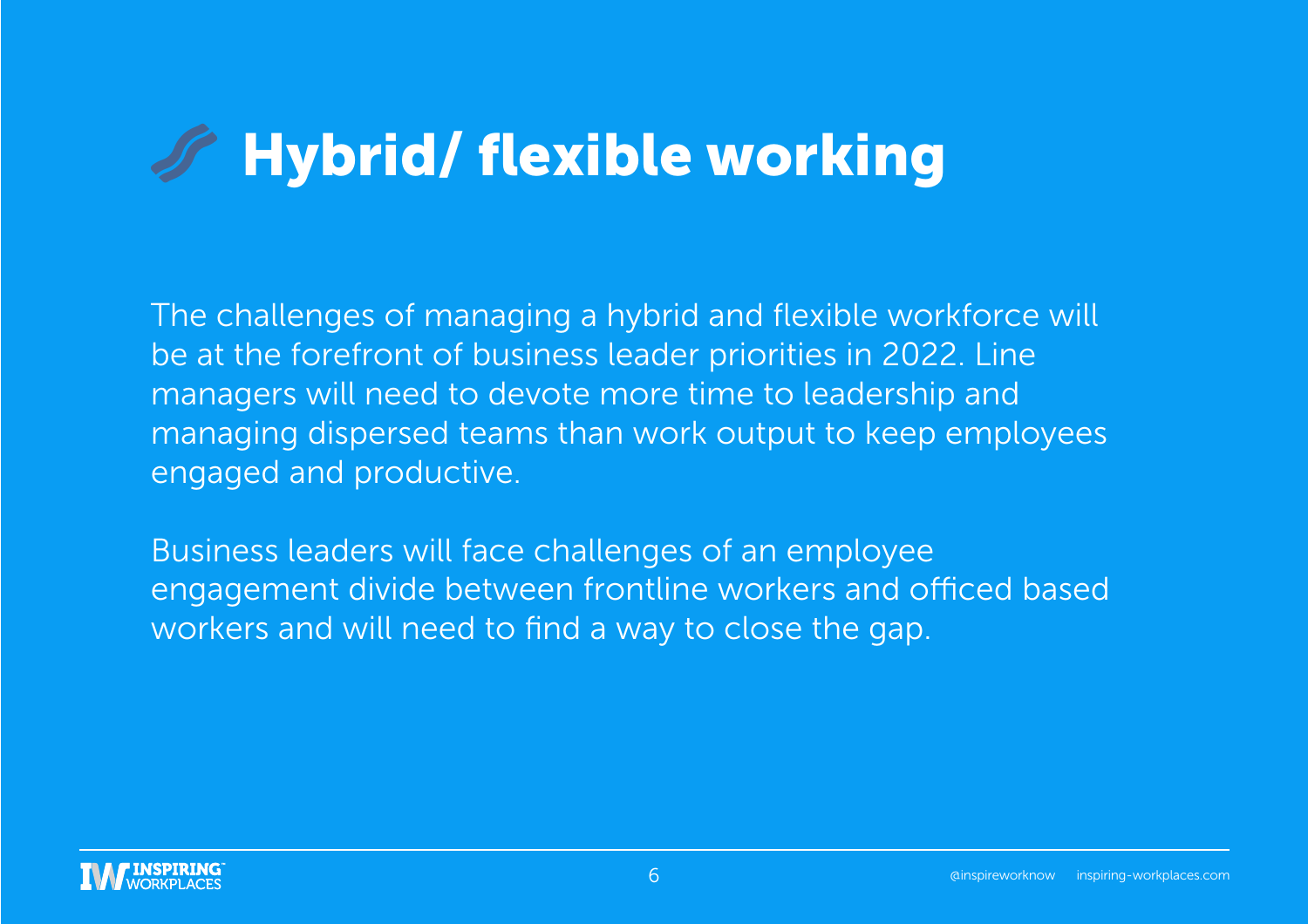# Hybrid/ flexible working

The challenges of managing a hybrid and flexible workforce will be at the forefront of business leader priorities in 2022. Line managers will need to devote more time to leadership and managing dispersed teams than work output to keep employees engaged and productive.

Business leaders will face challenges of an employee engagement divide between frontline workers and officed based workers and will need to find a way to close the gap.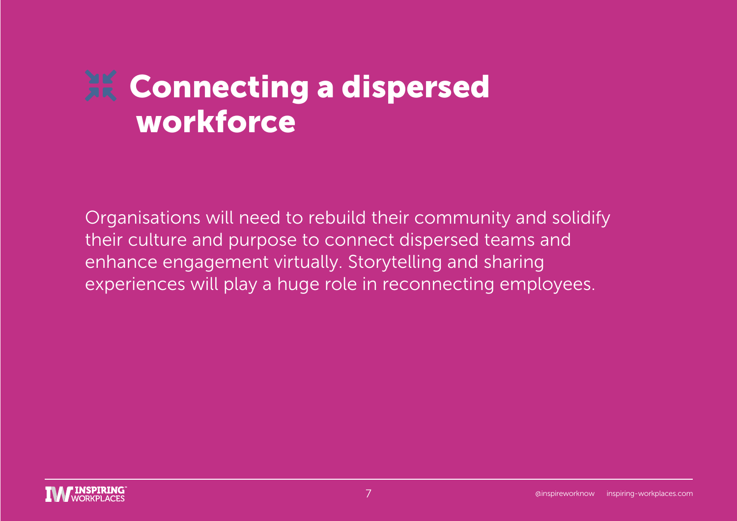# Connecting a dispersed workforce

Organisations will need to rebuild their community and solidify their culture and purpose to connect dispersed teams and enhance engagement virtually. Storytelling and sharing experiences will play a huge role in reconnecting employees.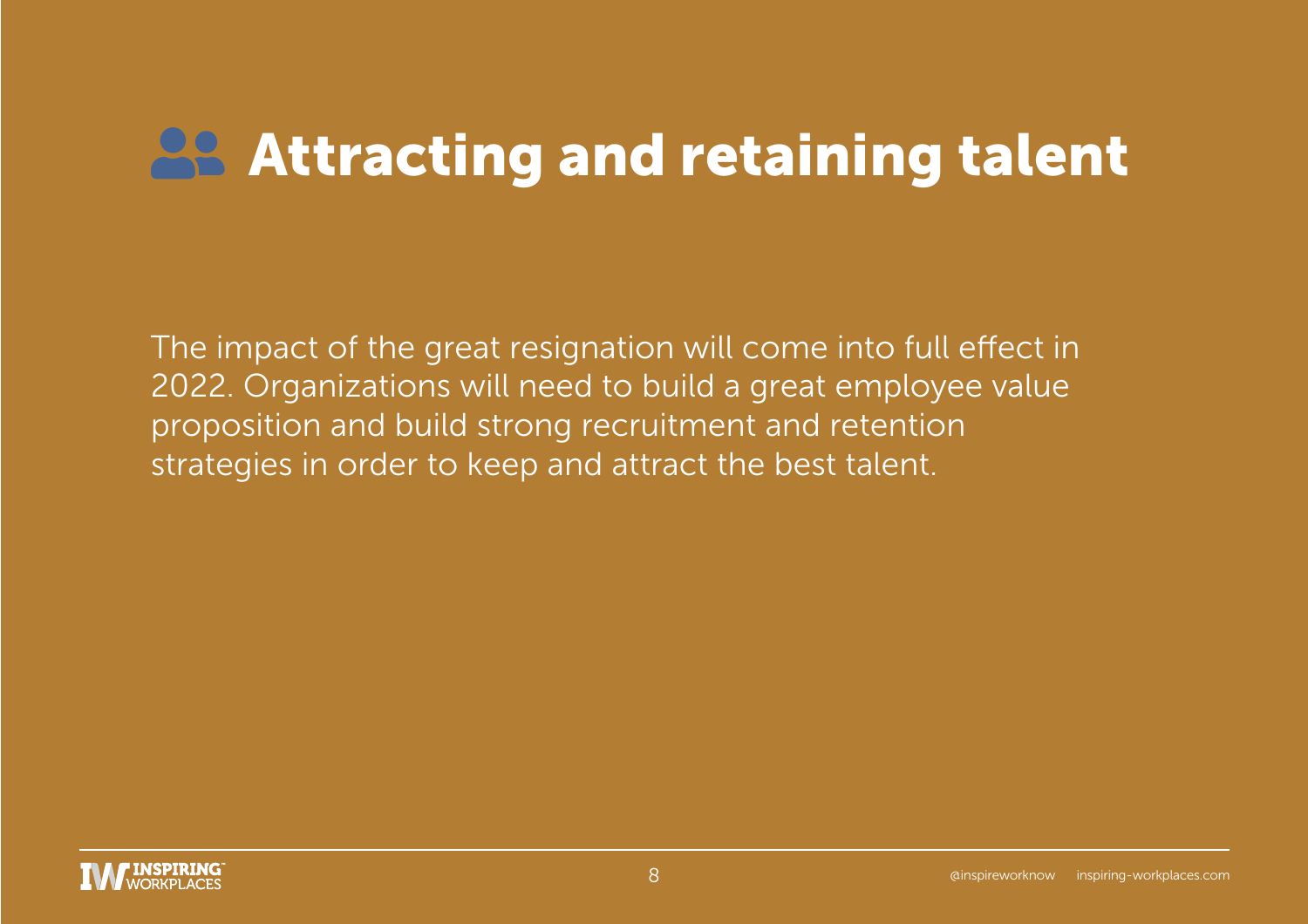# Attracting and retaining talent

The impact of the great resignation will come into full effect in 2022. Organizations will need to build a great employee value proposition and build strong recruitment and retention strategies in order to keep and attract the best talent.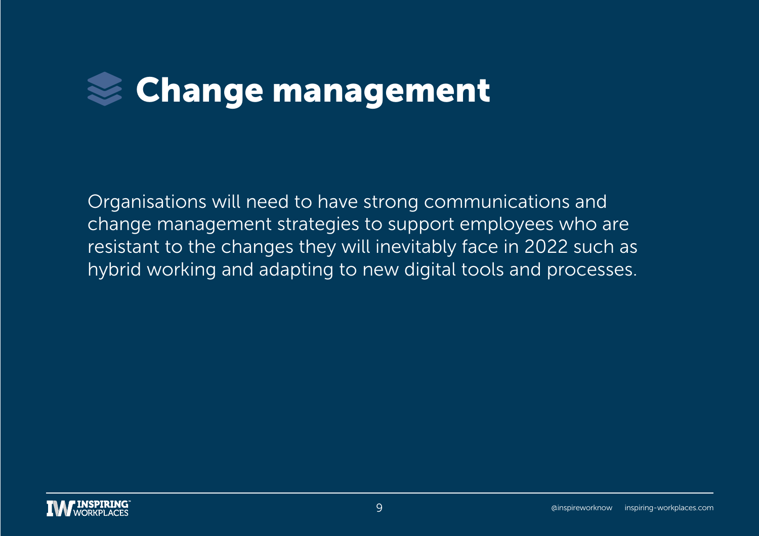# Change management

Organisations will need to have strong communications and change management strategies to support employees who are resistant to the changes they will inevitably face in 2022 such as hybrid working and adapting to new digital tools and processes.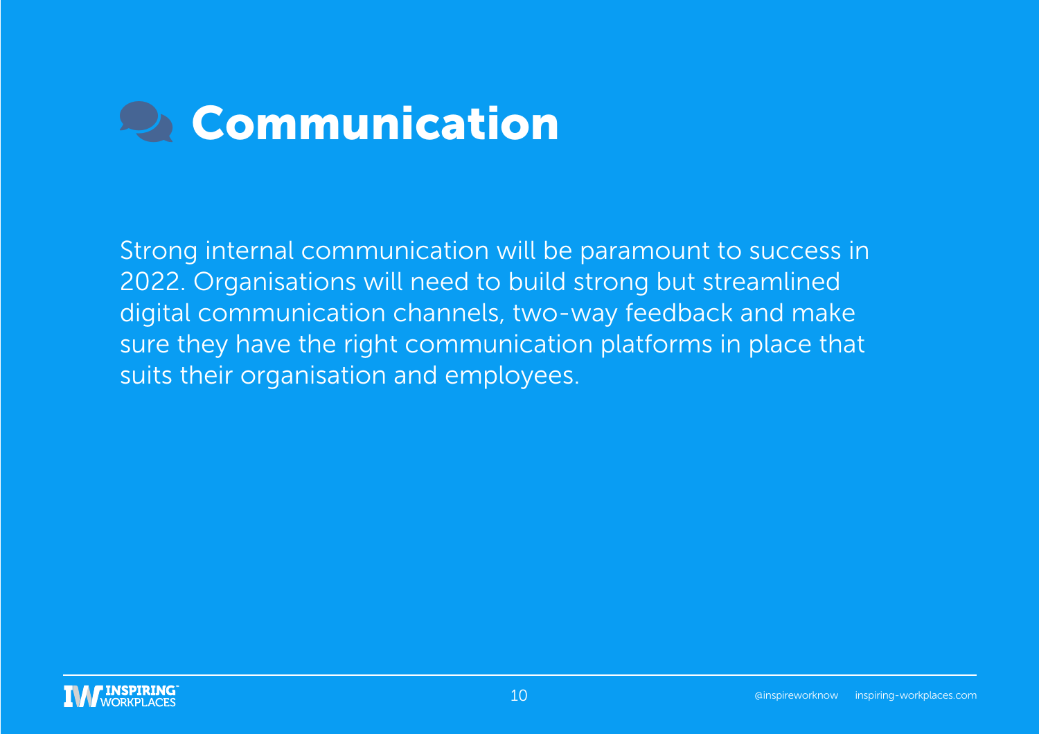# Communication

Strong internal communication will be paramount to success in 2022. Organisations will need to build strong but streamlined digital communication channels, two-way feedback and make sure they have the right communication platforms in place that suits their organisation and employees.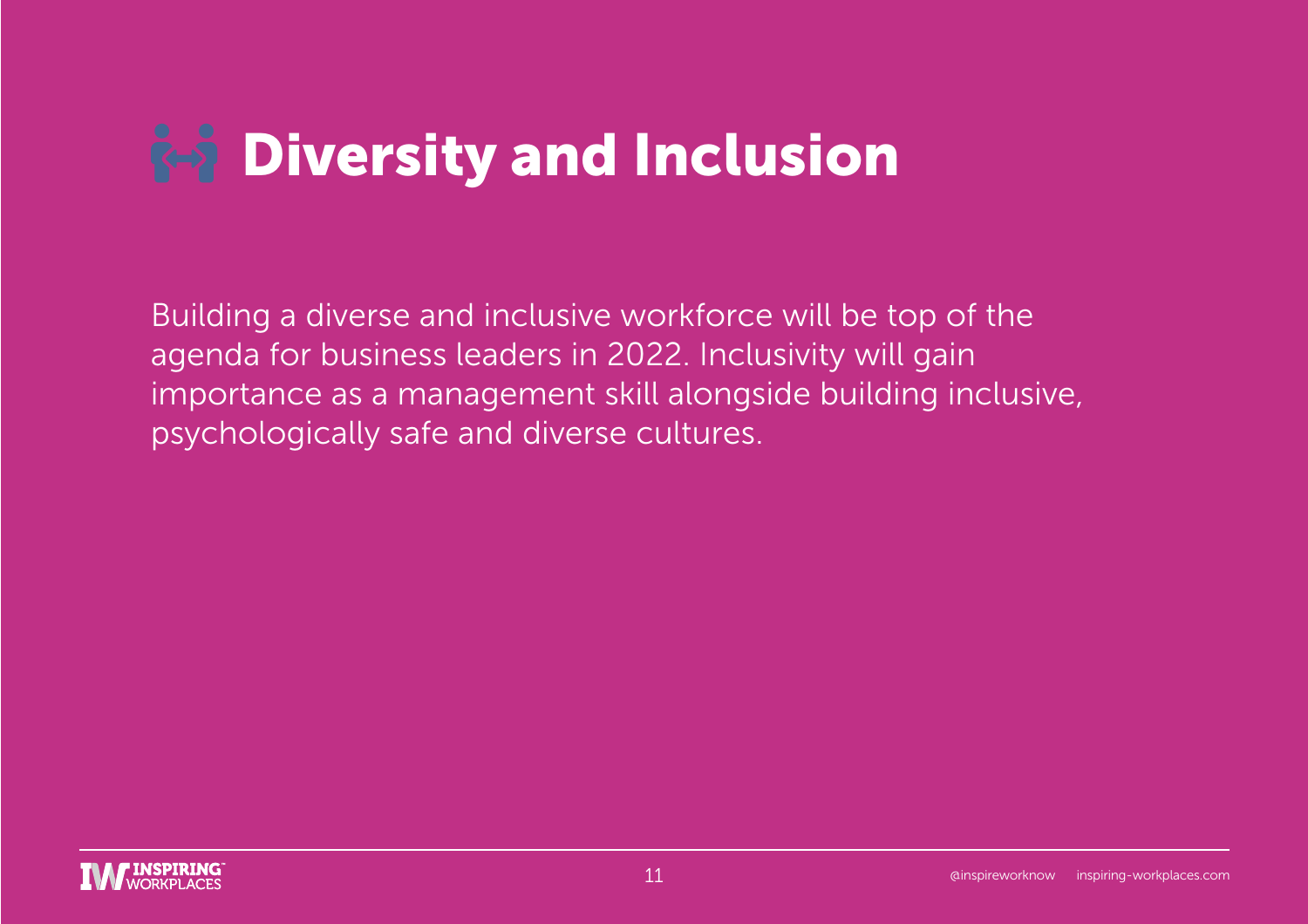# Diversity and Inclusion

Building a diverse and inclusive workforce will be top of the agenda for business leaders in 2022. Inclusivity will gain importance as a management skill alongside building inclusive, psychologically safe and diverse cultures.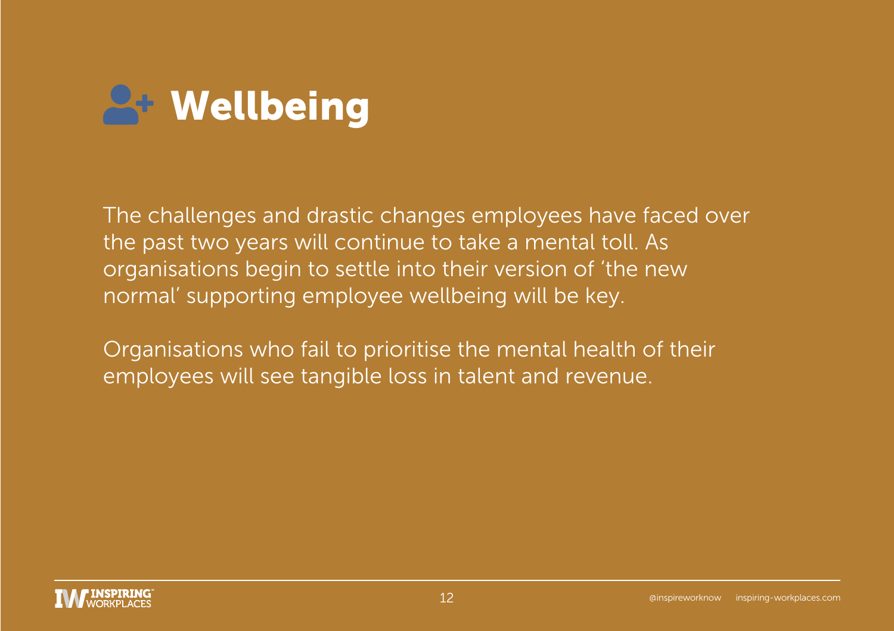# Wellbeing

The challenges and drastic changes employees have faced over the past two years will continue to take a mental toll. As organisations begin to settle into their version of 'the new normal' supporting employee wellbeing will be key.

Organisations who fail to prioritise the mental health of their employees will see tangible loss in talent and revenue.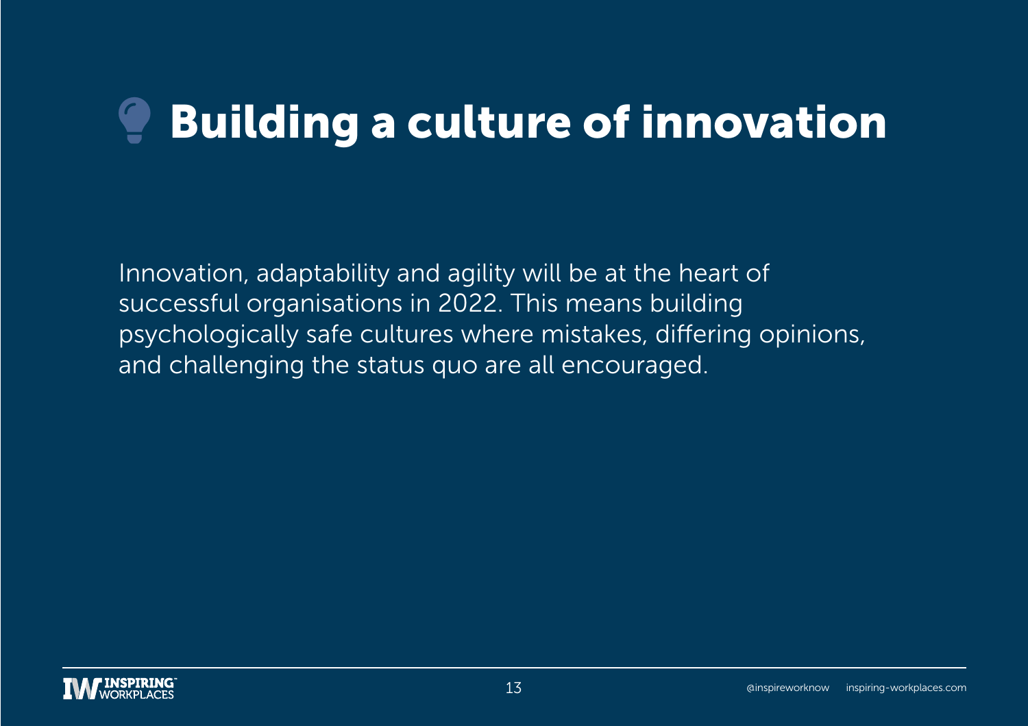# Building a culture of innovation

Innovation, adaptability and agility will be at the heart of successful organisations in 2022. This means building psychologically safe cultures where mistakes, differing opinions, and challenging the status quo are all encouraged.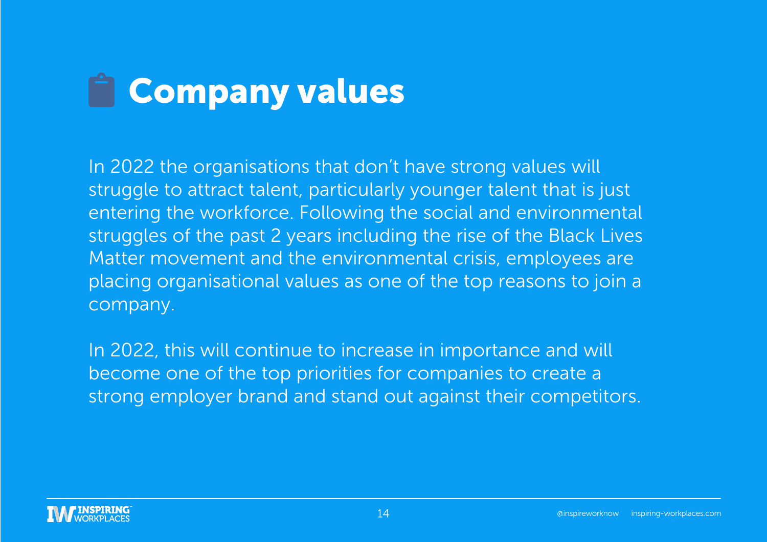# Company values

In 2022 the organisations that don't have strong values will struggle to attract talent, particularly younger talent that is just entering the workforce. Following the social and environmental struggles of the past 2 years including the rise of the Black Lives Matter movement and the environmental crisis, employees are placing organisational values as one of the top reasons to join a company.

In 2022, this will continue to increase in importance and will become one of the top priorities for companies to create a strong employer brand and stand out against their competitors.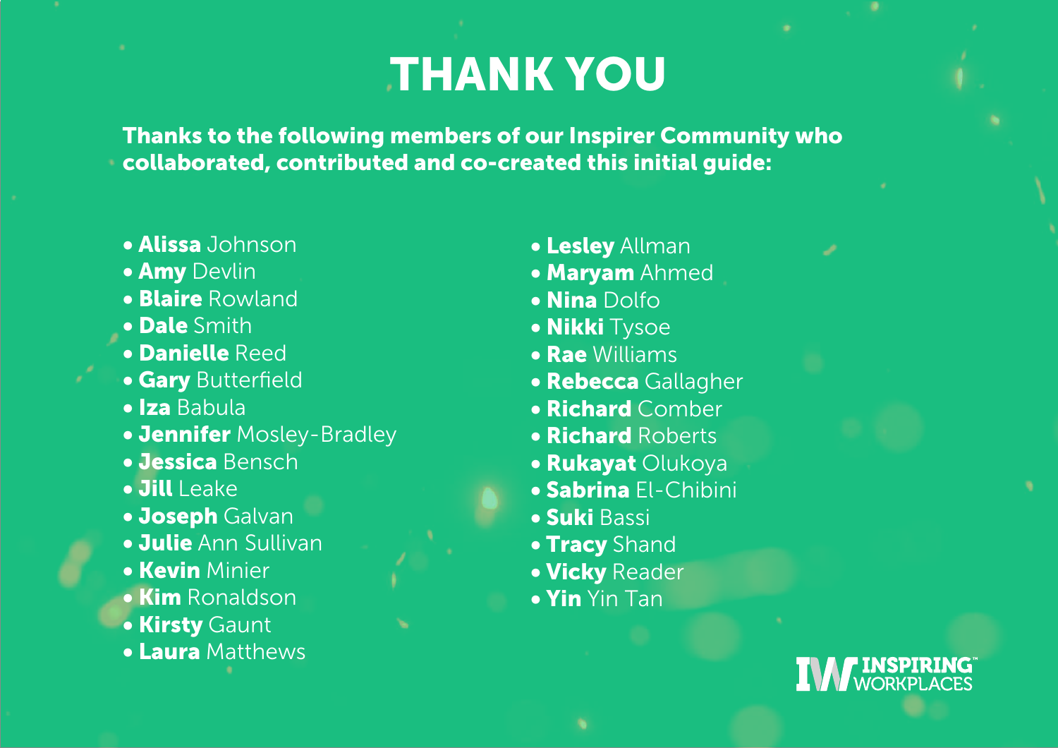# THANK YOU

**Thanks to the following members of our Inspirer Community who collaborated, contributed and co-created this initial guide:**

- **Alissa** Johnson
- **Amy** Devlin
- **Blaire** Rowland
- **Dale** Smith
- **Danielle** Reed
- **Gary** Butterfield
- **Iza** Babula
- **Jennifer** Mosley-Bradley
- **Jessica** Bensch
- **Jill** Leake
- **Joseph** Galvan
- **Julie** Ann Sullivan
- **Kevin** Minier
- **Kim** Ronaldson
- **Kirsty** Gaunt
- **Laura** Matthews
- **Lesley** Allman
- **Maryam** Ahmed
- **Nina** Dolfo
- **Nikki** Tysoe
- **Rae** Williams
- **Rebecca** Gallagher
- **Richard** Comber
- **Richard** Roberts
- **Rukayat** Olukoya
- **Sabrina** El-Chibini
- **Suki** Bassi
- **Tracy** Shand
- **Vicky** Reader
- **Yin** Yin Tan

INSPIRING WORKPLACES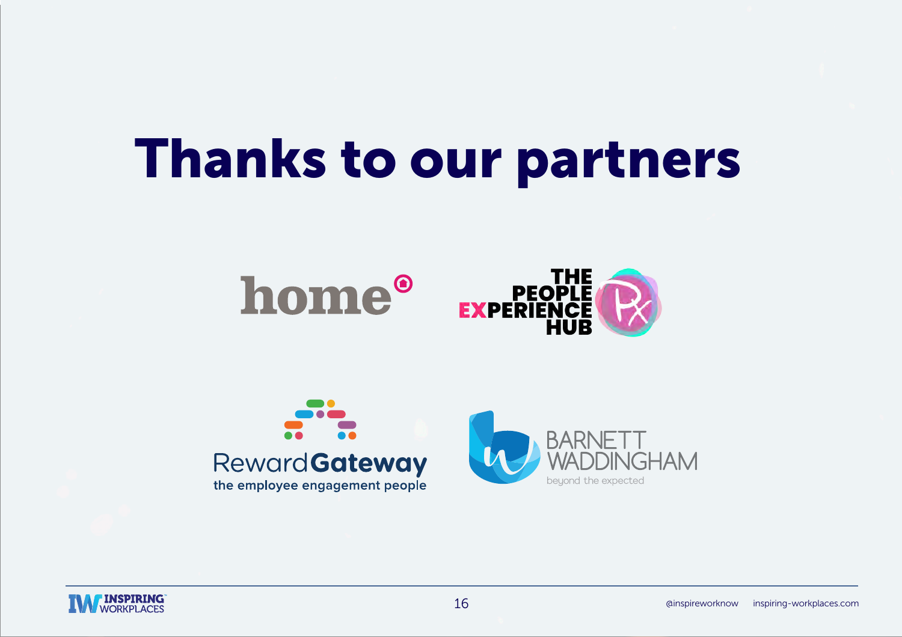# Thanks to our partners

home

THE PEOPLE EXPERIENCE HUB

RewardGateway
the employee engagement people

BARNETT WADDINGHAM
beyond the expected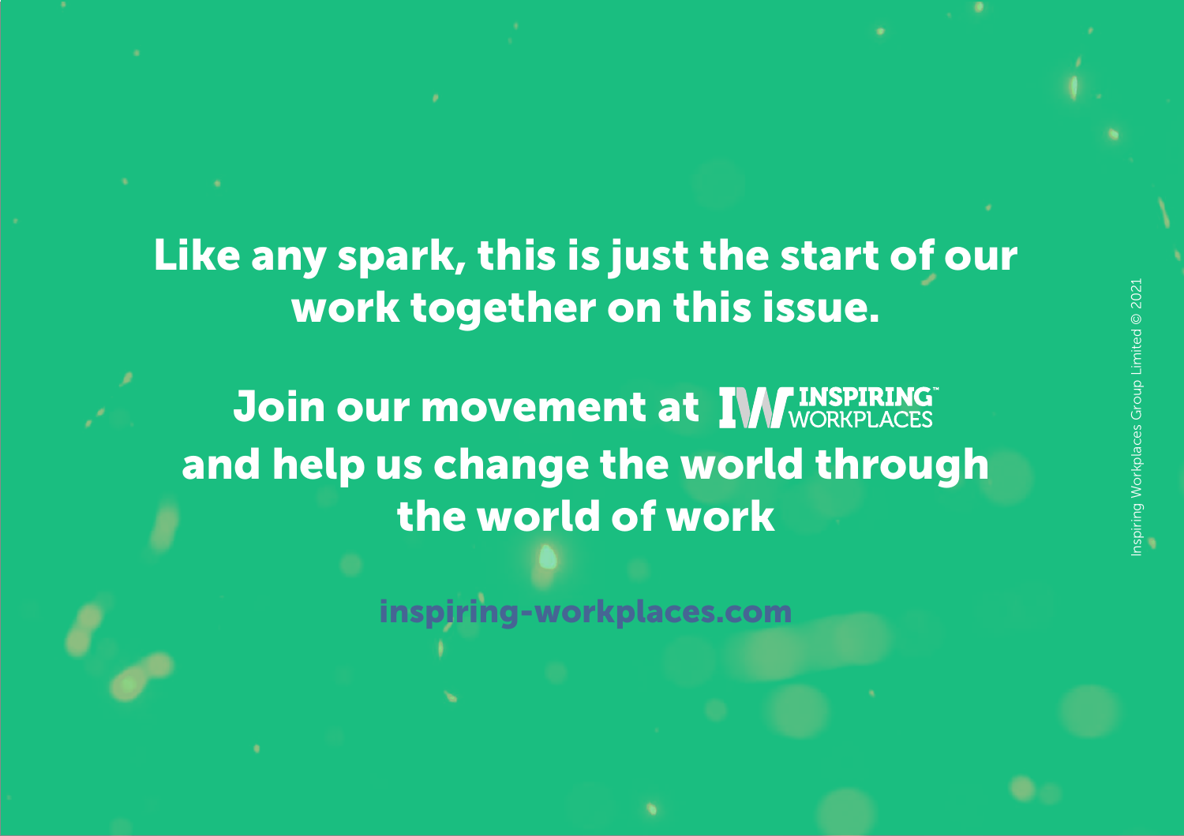**Like any spark, this is just the start of our work together on this issue.**

**Join our movement at INSPIRING WORKPLACES and help us change the world through the world of work**

**inspiring-workplaces.com**

Inspiring Workplaces Group Limited © 2021